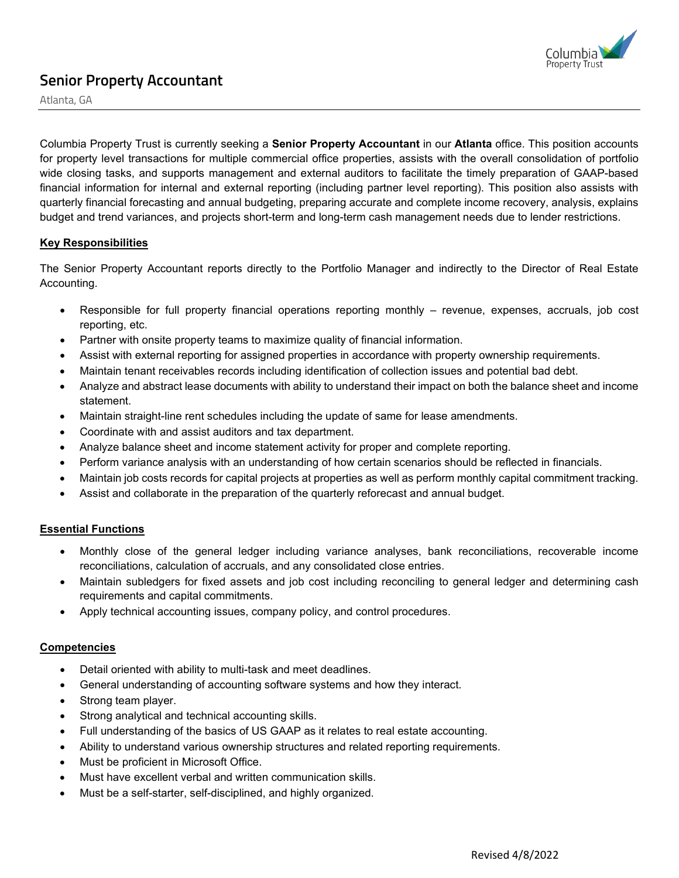# Senior Property Accountant

Atlanta, GA

Columbia Property Trust is currently seeking a **Senior Property Accountant** in our **Atlanta** office. This position accounts for property level transactions for multiple commercial office properties, assists with the overall consolidation of portfolio wide closing tasks, and supports management and external auditors to facilitate the timely preparation of GAAP-based financial information for internal and external reporting (including partner level reporting). This position also assists with quarterly financial forecasting and annual budgeting, preparing accurate and complete income recovery, analysis, explains budget and trend variances, and projects short-term and long-term cash management needs due to lender restrictions.

## Key Responsibilities

The Senior Property Accountant reports directly to the Portfolio Manager and indirectly to the Director of Real Estate Accounting.

- Responsible for full property financial operations reporting monthly – revenue, expenses, accruals, job cost reporting, etc.
- Partner with onsite property teams to maximize quality of financial information.
- Assist with external reporting for assigned properties in accordance with property ownership requirements.
- Maintain tenant receivables records including identification of collection issues and potential bad debt.
- Analyze and abstract lease documents with ability to understand their impact on both the balance sheet and income statement.
- Maintain straight-line rent schedules including the update of same for lease amendments.
- Coordinate with and assist auditors and tax department.
- Analyze balance sheet and income statement activity for proper and complete reporting.
- Perform variance analysis with an understanding of how certain scenarios should be reflected in financials.
- Maintain job costs records for capital projects at properties as well as perform monthly capital commitment tracking.
- Assist and collaborate in the preparation of the quarterly reforecast and annual budget.

## Essential Functions

- Monthly close of the general ledger including variance analyses, bank reconciliations, recoverable income reconciliations, calculation of accruals, and any consolidated close entries.
- Maintain subledgers for fixed assets and job cost including reconciling to general ledger and determining cash requirements and capital commitments.
- Apply technical accounting issues, company policy, and control procedures.

## Competencies

- Detail oriented with ability to multi-task and meet deadlines.
- General understanding of accounting software systems and how they interact.
- Strong team player.
- Strong analytical and technical accounting skills.
- Full understanding of the basics of US GAAP as it relates to real estate accounting.
- Ability to understand various ownership structures and related reporting requirements.
- Must be proficient in Microsoft Office.
- Must have excellent verbal and written communication skills.
- Must be a self-starter, self-disciplined, and highly organized.

Revised 4/8/2022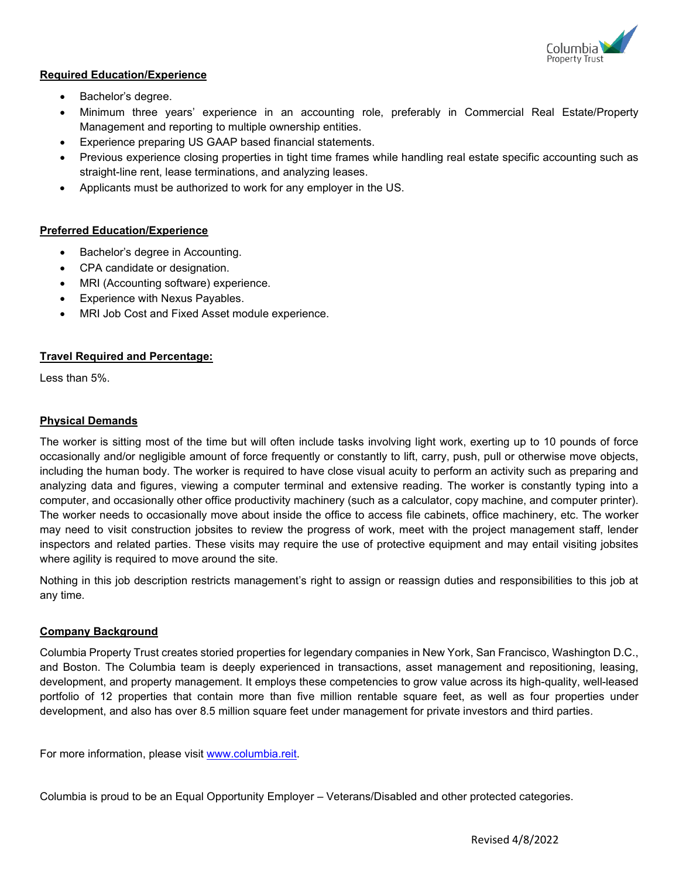## Required Education/Experience

- Bachelor's degree.
- Minimum three years' experience in an accounting role, preferably in Commercial Real Estate/Property Management and reporting to multiple ownership entities.
- Experience preparing US GAAP based financial statements.
- Previous experience closing properties in tight time frames while handling real estate specific accounting such as straight-line rent, lease terminations, and analyzing leases.
- Applicants must be authorized to work for any employer in the US.

## Preferred Education/Experience

- Bachelor's degree in Accounting.
- CPA candidate or designation.
- MRI (Accounting software) experience.
- Experience with Nexus Payables.
- MRI Job Cost and Fixed Asset module experience.

## Travel Required and Percentage:

Less than 5%.

## Physical Demands

The worker is sitting most of the time but will often include tasks involving light work, exerting up to 10 pounds of force occasionally and/or negligible amount of force frequently or constantly to lift, carry, push, pull or otherwise move objects, including the human body. The worker is required to have close visual acuity to perform an activity such as preparing and analyzing data and figures, viewing a computer terminal and extensive reading. The worker is constantly typing into a computer, and occasionally other office productivity machinery (such as a calculator, copy machine, and computer printer). The worker needs to occasionally move about inside the office to access file cabinets, office machinery, etc. The worker may need to visit construction jobsites to review the progress of work, meet with the project management staff, lender inspectors and related parties. These visits may require the use of protective equipment and may entail visiting jobsites where agility is required to move around the site.

Nothing in this job description restricts management's right to assign or reassign duties and responsibilities to this job at any time.

## Company Background

Columbia Property Trust creates storied properties for legendary companies in New York, San Francisco, Washington D.C., and Boston. The Columbia team is deeply experienced in transactions, asset management and repositioning, leasing, development, and property management. It employs these competencies to grow value across its high-quality, well-leased portfolio of 12 properties that contain more than five million rentable square feet, as well as four properties under development, and also has over 8.5 million square feet under management for private investors and third parties.

For more information, please visit [www.columbia.reit](http://www.columbia.reit).

Columbia is proud to be an Equal Opportunity Employer – Veterans/Disabled and other protected categories.

Revised 4/8/2022